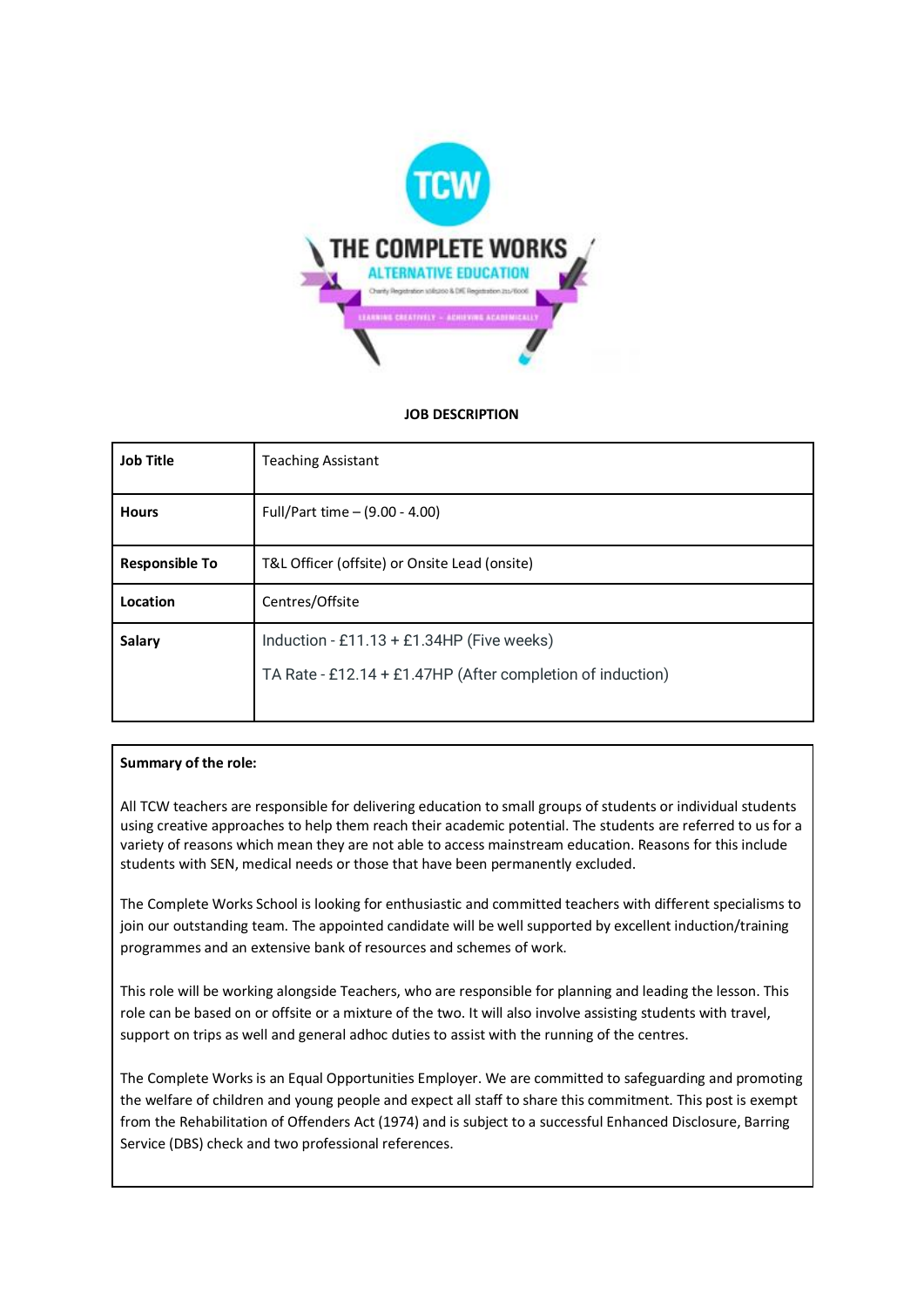**JOB DESCRIPTION**

| | |
|---|---|
| **Job Title** | Teaching Assistant |
| **Hours** | Full/Part time – (9.00 - 4.00) |
| **Responsible To** | T&L Officer (offsite) or Onsite Lead (onsite) |
| **Location** | Centres/Offsite |
| **Salary** | Induction - £11.13 + £1.34HP (Five weeks)<br>TA Rate - £12.14 + £1.47HP (After completion of induction) |

**Summary of the role:**

All TCW teachers are responsible for delivering education to small groups of students or individual students using creative approaches to help them reach their academic potential. The students are referred to us for a variety of reasons which mean they are not able to access mainstream education. Reasons for this include students with SEN, medical needs or those that have been permanently excluded.

The Complete Works School is looking for enthusiastic and committed teachers with different specialisms to join our outstanding team. The appointed candidate will be well supported by excellent induction/training programmes and an extensive bank of resources and schemes of work.

This role will be working alongside Teachers, who are responsible for planning and leading the lesson. This role can be based on or offsite or a mixture of the two. It will also involve assisting students with travel, support on trips as well and general adhoc duties to assist with the running of the centres.

The Complete Works is an Equal Opportunities Employer. We are committed to safeguarding and promoting the welfare of children and young people and expect all staff to share this commitment. This post is exempt from the Rehabilitation of Offenders Act (1974) and is subject to a successful Enhanced Disclosure, Barring Service (DBS) check and two professional references.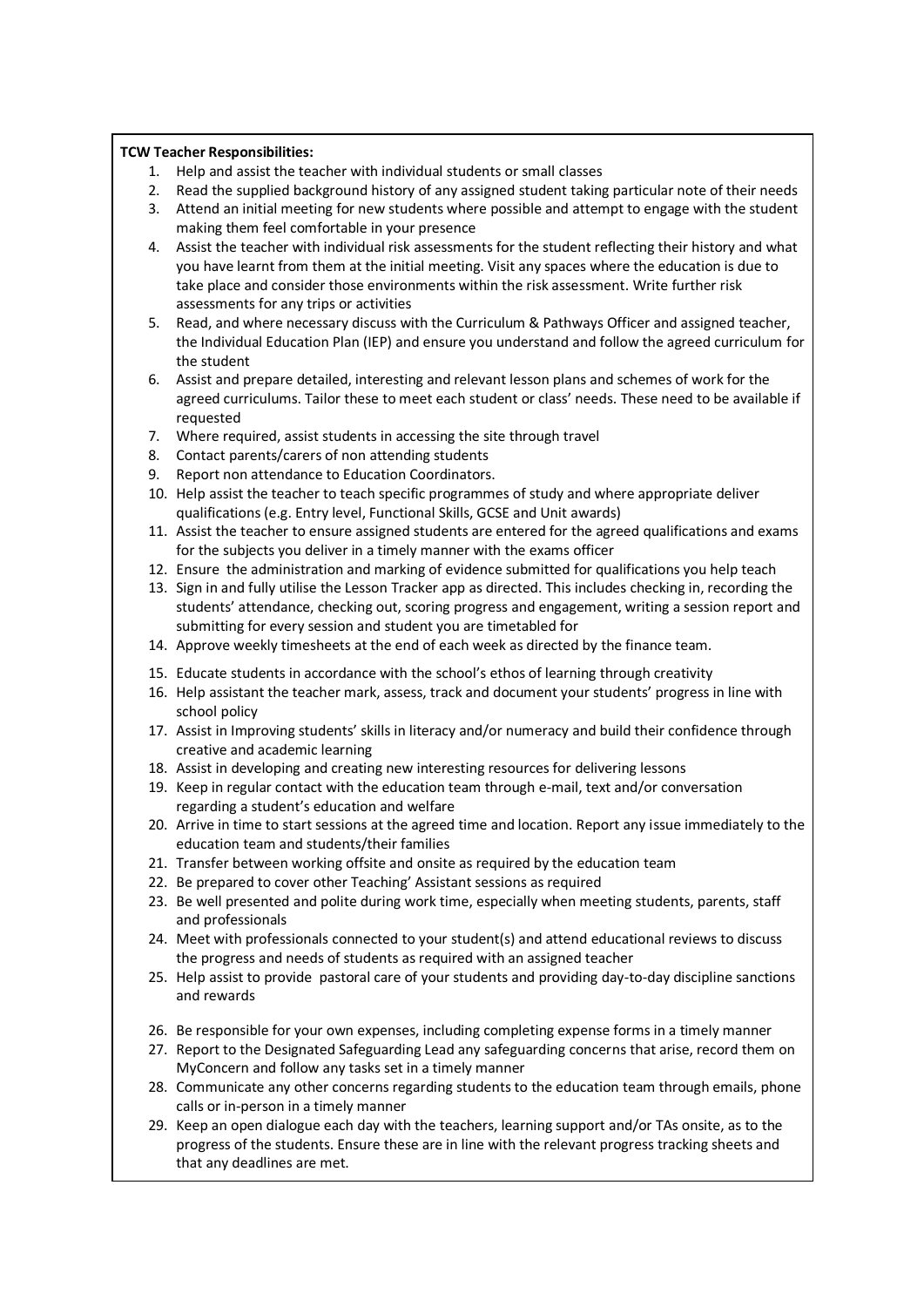**TCW Teacher Responsibilities:**

1. Help and assist the teacher with individual students or small classes
2. Read the supplied background history of any assigned student taking particular note of their needs
3. Attend an initial meeting for new students where possible and attempt to engage with the student making them feel comfortable in your presence
4. Assist the teacher with individual risk assessments for the student reflecting their history and what you have learnt from them at the initial meeting. Visit any spaces where the education is due to take place and consider those environments within the risk assessment. Write further risk assessments for any trips or activities
5. Read, and where necessary discuss with the Curriculum & Pathways Officer and assigned teacher, the Individual Education Plan (IEP) and ensure you understand and follow the agreed curriculum for the student
6. Assist and prepare detailed, interesting and relevant lesson plans and schemes of work for the agreed curriculums. Tailor these to meet each student or class' needs. These need to be available if requested
7. Where required, assist students in accessing the site through travel
8. Contact parents/carers of non attending students
9. Report non attendance to Education Coordinators.
10. Help assist the teacher to teach specific programmes of study and where appropriate deliver qualifications (e.g. Entry level, Functional Skills, GCSE and Unit awards)
11. Assist the teacher to ensure assigned students are entered for the agreed qualifications and exams for the subjects you deliver in a timely manner with the exams officer
12. Ensure the administration and marking of evidence submitted for qualifications you help teach
13. Sign in and fully utilise the Lesson Tracker app as directed. This includes checking in, recording the students' attendance, checking out, scoring progress and engagement, writing a session report and submitting for every session and student you are timetabled for
14. Approve weekly timesheets at the end of each week as directed by the finance team.
15. Educate students in accordance with the school's ethos of learning through creativity
16. Help assistant the teacher mark, assess, track and document your students' progress in line with school policy
17. Assist in Improving students' skills in literacy and/or numeracy and build their confidence through creative and academic learning
18. Assist in developing and creating new interesting resources for delivering lessons
19. Keep in regular contact with the education team through e-mail, text and/or conversation regarding a student's education and welfare
20. Arrive in time to start sessions at the agreed time and location. Report any issue immediately to the education team and students/their families
21. Transfer between working offsite and onsite as required by the education team
22. Be prepared to cover other Teaching' Assistant sessions as required
23. Be well presented and polite during work time, especially when meeting students, parents, staff and professionals
24. Meet with professionals connected to your student(s) and attend educational reviews to discuss the progress and needs of students as required with an assigned teacher
25. Help assist to provide pastoral care of your students and providing day-to-day discipline sanctions and rewards
26. Be responsible for your own expenses, including completing expense forms in a timely manner
27. Report to the Designated Safeguarding Lead any safeguarding concerns that arise, record them on MyConcern and follow any tasks set in a timely manner
28. Communicate any other concerns regarding students to the education team through emails, phone calls or in-person in a timely manner
29. Keep an open dialogue each day with the teachers, learning support and/or TAs onsite, as to the progress of the students. Ensure these are in line with the relevant progress tracking sheets and that any deadlines are met.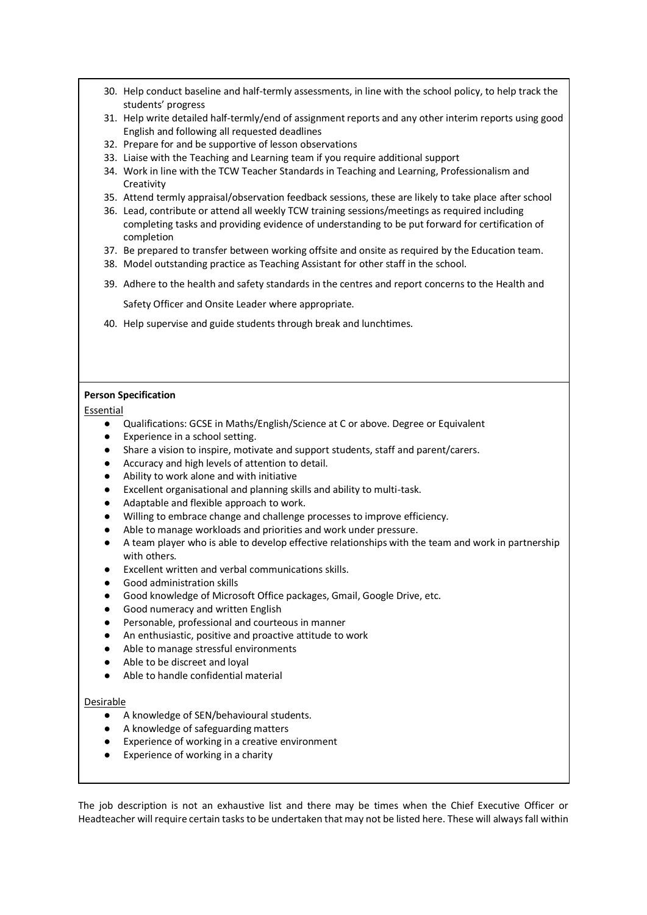30. Help conduct baseline and half-termly assessments, in line with the school policy, to help track the students' progress
31. Help write detailed half-termly/end of assignment reports and any other interim reports using good English and following all requested deadlines
32. Prepare for and be supportive of lesson observations
33. Liaise with the Teaching and Learning team if you require additional support
34. Work in line with the TCW Teacher Standards in Teaching and Learning, Professionalism and Creativity
35. Attend termly appraisal/observation feedback sessions, these are likely to take place after school
36. Lead, contribute or attend all weekly TCW training sessions/meetings as required including completing tasks and providing evidence of understanding to be put forward for certification of completion
37. Be prepared to transfer between working offsite and onsite as required by the Education team.
38. Model outstanding practice as Teaching Assistant for other staff in the school.
39. Adhere to the health and safety standards in the centres and report concerns to the Health and Safety Officer and Onsite Leader where appropriate.
40. Help supervise and guide students through break and lunchtimes.

**Person Specification**

Essential

- Qualifications: GCSE in Maths/English/Science at C or above. Degree or Equivalent
- Experience in a school setting.
- Share a vision to inspire, motivate and support students, staff and parent/carers.
- Accuracy and high levels of attention to detail.
- Ability to work alone and with initiative
- Excellent organisational and planning skills and ability to multi-task.
- Adaptable and flexible approach to work.
- Willing to embrace change and challenge processes to improve efficiency.
- Able to manage workloads and priorities and work under pressure.
- A team player who is able to develop effective relationships with the team and work in partnership with others.
- Excellent written and verbal communications skills.
- Good administration skills
- Good knowledge of Microsoft Office packages, Gmail, Google Drive, etc.
- Good numeracy and written English
- Personable, professional and courteous in manner
- An enthusiastic, positive and proactive attitude to work
- Able to manage stressful environments
- Able to be discreet and loyal
- Able to handle confidential material

Desirable

- A knowledge of SEN/behavioural students.
- A knowledge of safeguarding matters
- Experience of working in a creative environment
- Experience of working in a charity

The job description is not an exhaustive list and there may be times when the Chief Executive Officer or Headteacher will require certain tasks to be undertaken that may not be listed here. These will always fall within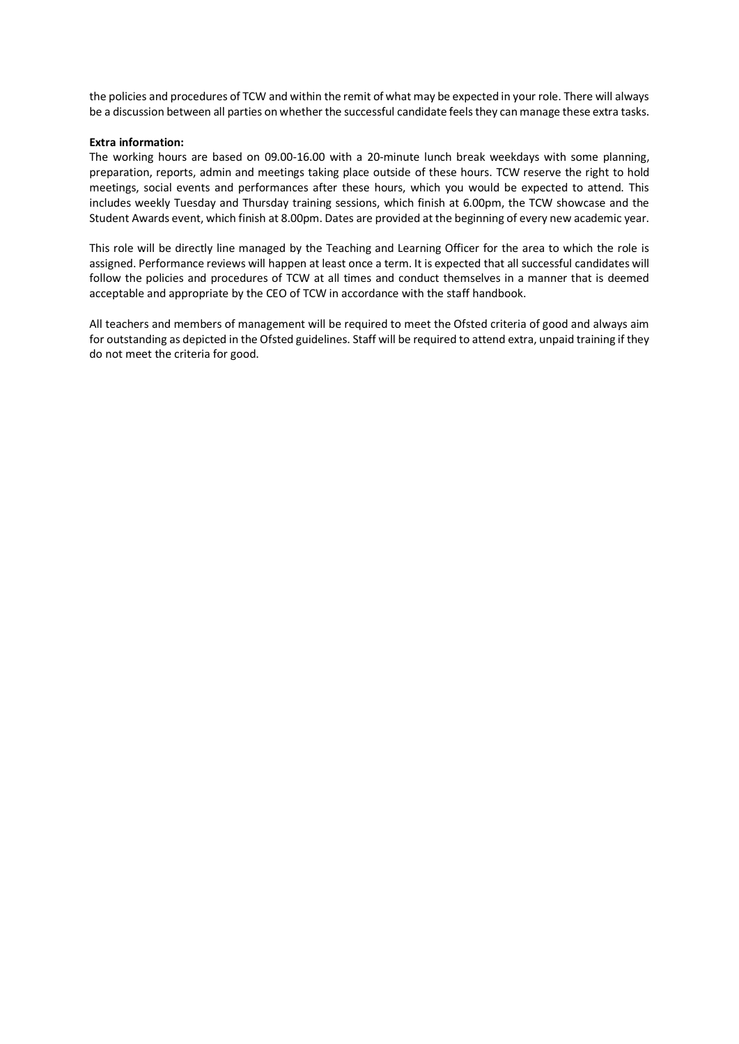the policies and procedures of TCW and within the remit of what may be expected in your role. There will always be a discussion between all parties on whether the successful candidate feels they can manage these extra tasks.

**Extra information:**

The working hours are based on 09.00-16.00 with a 20-minute lunch break weekdays with some planning, preparation, reports, admin and meetings taking place outside of these hours. TCW reserve the right to hold meetings, social events and performances after these hours, which you would be expected to attend. This includes weekly Tuesday and Thursday training sessions, which finish at 6.00pm, the TCW showcase and the Student Awards event, which finish at 8.00pm. Dates are provided at the beginning of every new academic year.

This role will be directly line managed by the Teaching and Learning Officer for the area to which the role is assigned. Performance reviews will happen at least once a term. It is expected that all successful candidates will follow the policies and procedures of TCW at all times and conduct themselves in a manner that is deemed acceptable and appropriate by the CEO of TCW in accordance with the staff handbook.

All teachers and members of management will be required to meet the Ofsted criteria of good and always aim for outstanding as depicted in the Ofsted guidelines. Staff will be required to attend extra, unpaid training if they do not meet the criteria for good.